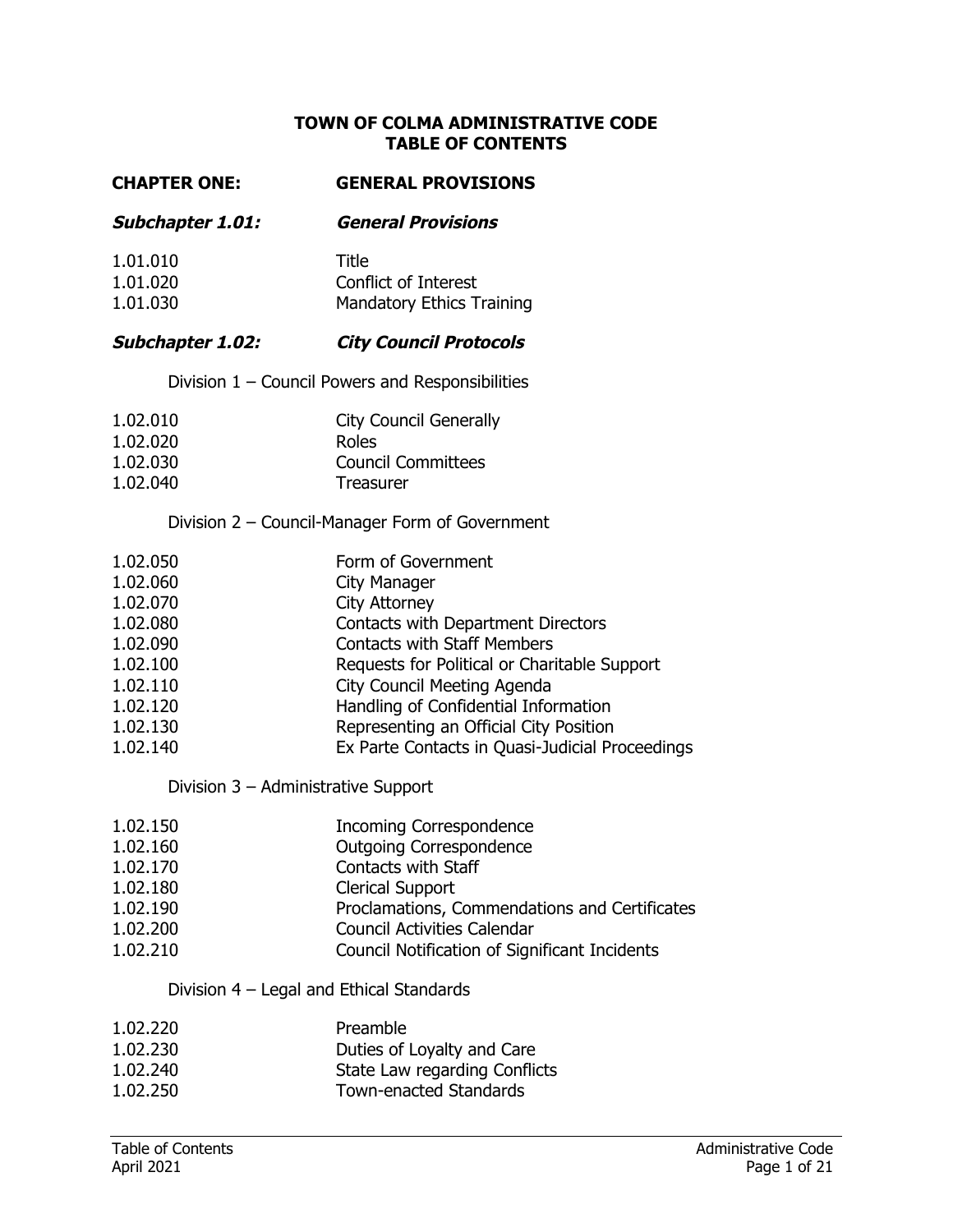# TOWN OF COLMA ADMINISTRATIVE CODE
# TABLE OF CONTENTS

## CHAPTER ONE: GENERAL PROVISIONS

### *Subchapter 1.01: General Provisions*

| | |
|---|---|
| 1.01.010 | Title |
| 1.01.020 | Conflict of Interest |
| 1.01.030 | Mandatory Ethics Training |

### *Subchapter 1.02: City Council Protocols*

Division 1 – Council Powers and Responsibilities

| | |
|---|---|
| 1.02.010 | City Council Generally |
| 1.02.020 | Roles |
| 1.02.030 | Council Committees |
| 1.02.040 | Treasurer |

Division 2 – Council-Manager Form of Government

| | |
|---|---|
| 1.02.050 | Form of Government |
| 1.02.060 | City Manager |
| 1.02.070 | City Attorney |
| 1.02.080 | Contacts with Department Directors |
| 1.02.090 | Contacts with Staff Members |
| 1.02.100 | Requests for Political or Charitable Support |
| 1.02.110 | City Council Meeting Agenda |
| 1.02.120 | Handling of Confidential Information |
| 1.02.130 | Representing an Official City Position |
| 1.02.140 | Ex Parte Contacts in Quasi-Judicial Proceedings |

Division 3 – Administrative Support

| | |
|---|---|
| 1.02.150 | Incoming Correspondence |
| 1.02.160 | Outgoing Correspondence |
| 1.02.170 | Contacts with Staff |
| 1.02.180 | Clerical Support |
| 1.02.190 | Proclamations, Commendations and Certificates |
| 1.02.200 | Council Activities Calendar |
| 1.02.210 | Council Notification of Significant Incidents |

Division 4 – Legal and Ethical Standards

| | |
|---|---|
| 1.02.220 | Preamble |
| 1.02.230 | Duties of Loyalty and Care |
| 1.02.240 | State Law regarding Conflicts |
| 1.02.250 | Town-enacted Standards |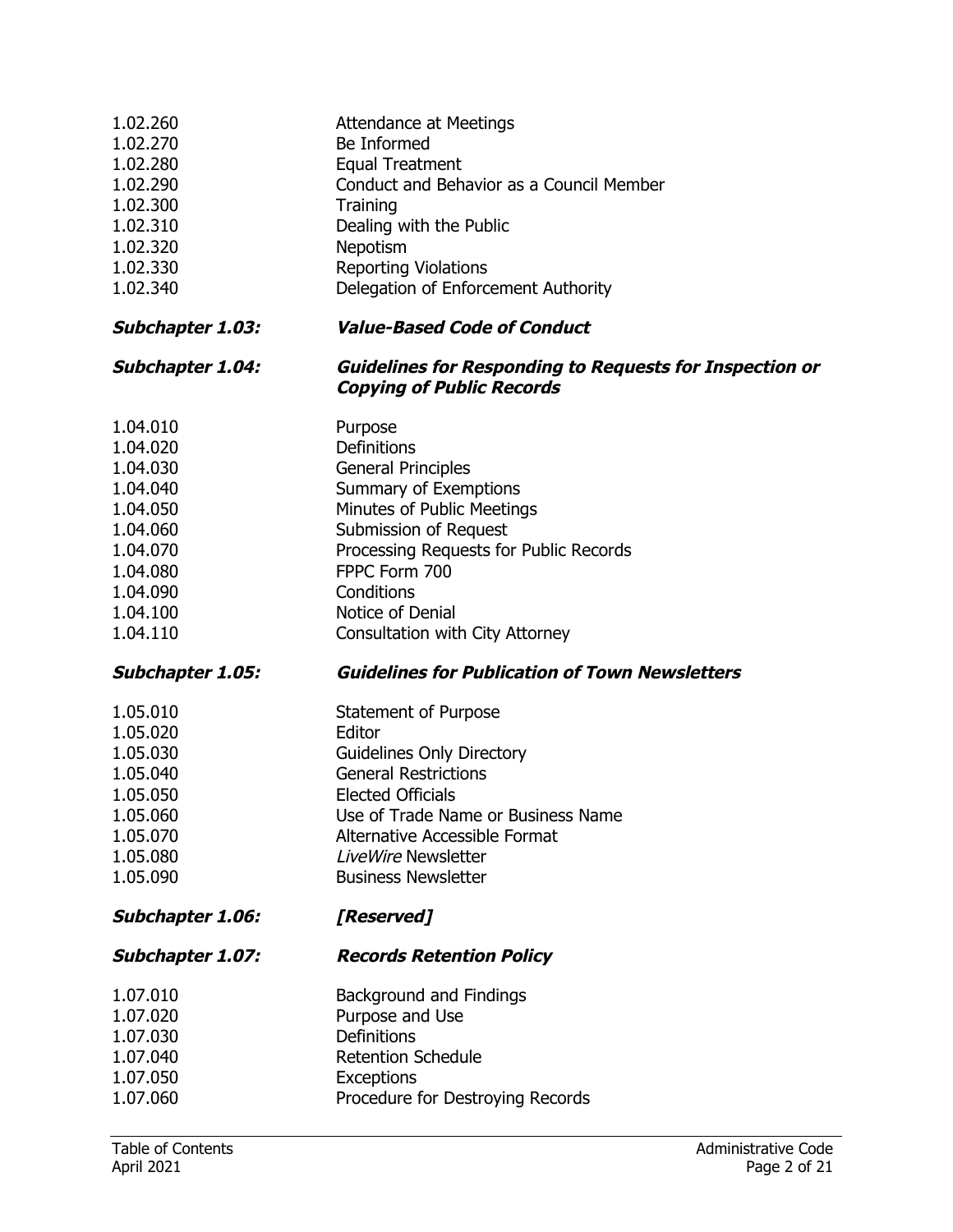| | |
|---|---|
| 1.02.260 | Attendance at Meetings |
| 1.02.270 | Be Informed |
| 1.02.280 | Equal Treatment |
| 1.02.290 | Conduct and Behavior as a Council Member |
| 1.02.300 | Training |
| 1.02.310 | Dealing with the Public |
| 1.02.320 | Nepotism |
| 1.02.330 | Reporting Violations |
| 1.02.340 | Delegation of Enforcement Authority |

***Subchapter 1.03: Value-Based Code of Conduct***

***Subchapter 1.04: Guidelines for Responding to Requests for Inspection or Copying of Public Records***

| | |
|---|---|
| 1.04.010 | Purpose |
| 1.04.020 | Definitions |
| 1.04.030 | General Principles |
| 1.04.040 | Summary of Exemptions |
| 1.04.050 | Minutes of Public Meetings |
| 1.04.060 | Submission of Request |
| 1.04.070 | Processing Requests for Public Records |
| 1.04.080 | FPPC Form 700 |
| 1.04.090 | Conditions |
| 1.04.100 | Notice of Denial |
| 1.04.110 | Consultation with City Attorney |

***Subchapter 1.05: Guidelines for Publication of Town Newsletters***

| | |
|---|---|
| 1.05.010 | Statement of Purpose |
| 1.05.020 | Editor |
| 1.05.030 | Guidelines Only Directory |
| 1.05.040 | General Restrictions |
| 1.05.050 | Elected Officials |
| 1.05.060 | Use of Trade Name or Business Name |
| 1.05.070 | Alternative Accessible Format |
| 1.05.080 | *LiveWire* Newsletter |
| 1.05.090 | Business Newsletter |

***Subchapter 1.06: [Reserved]***

***Subchapter 1.07: Records Retention Policy***

| | |
|---|---|
| 1.07.010 | Background and Findings |
| 1.07.020 | Purpose and Use |
| 1.07.030 | Definitions |
| 1.07.040 | Retention Schedule |
| 1.07.050 | Exceptions |
| 1.07.060 | Procedure for Destroying Records |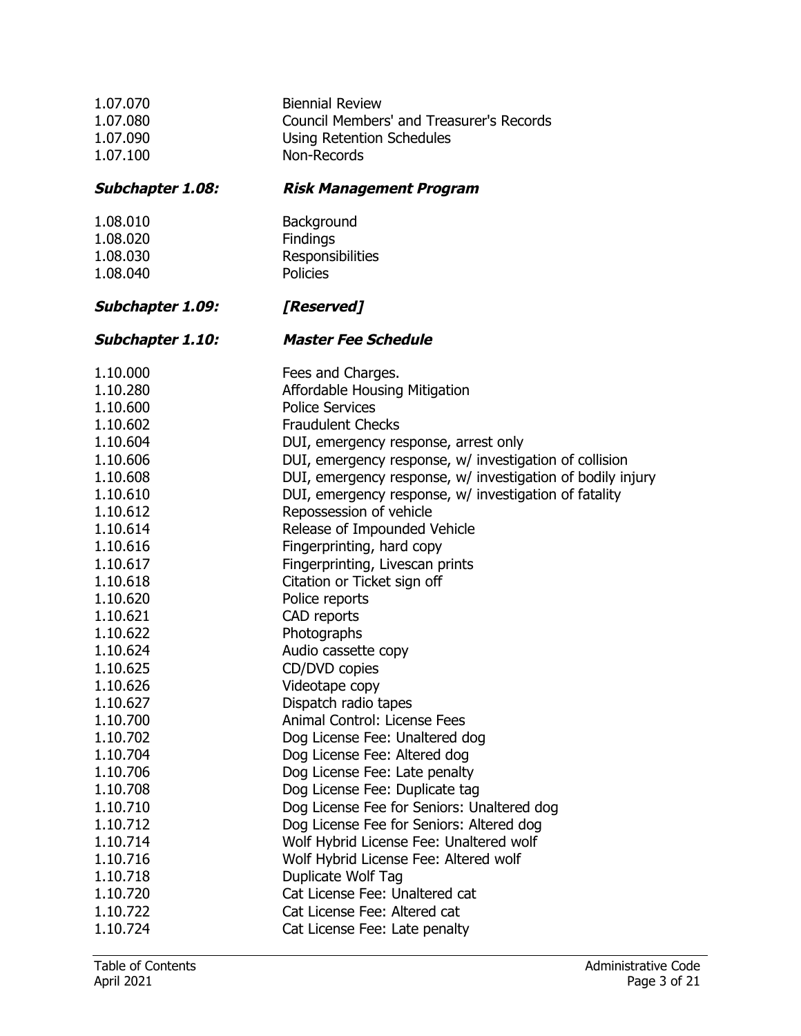| | |
|---|---|
| 1.07.070 | Biennial Review |
| 1.07.080 | Council Members' and Treasurer's Records |
| 1.07.090 | Using Retention Schedules |
| 1.07.100 | Non-Records |

### ***Subchapter 1.08: Risk Management Program***

| | |
|---|---|
| 1.08.010 | Background |
| 1.08.020 | Findings |
| 1.08.030 | Responsibilities |
| 1.08.040 | Policies |

### ***Subchapter 1.09: [Reserved]***

### ***Subchapter 1.10: Master Fee Schedule***

| | |
|---|---|
| 1.10.000 | Fees and Charges. |
| 1.10.280 | Affordable Housing Mitigation |
| 1.10.600 | Police Services |
| 1.10.602 | Fraudulent Checks |
| 1.10.604 | DUI, emergency response, arrest only |
| 1.10.606 | DUI, emergency response, w/ investigation of collision |
| 1.10.608 | DUI, emergency response, w/ investigation of bodily injury |
| 1.10.610 | DUI, emergency response, w/ investigation of fatality |
| 1.10.612 | Repossession of vehicle |
| 1.10.614 | Release of Impounded Vehicle |
| 1.10.616 | Fingerprinting, hard copy |
| 1.10.617 | Fingerprinting, Livescan prints |
| 1.10.618 | Citation or Ticket sign off |
| 1.10.620 | Police reports |
| 1.10.621 | CAD reports |
| 1.10.622 | Photographs |
| 1.10.624 | Audio cassette copy |
| 1.10.625 | CD/DVD copies |
| 1.10.626 | Videotape copy |
| 1.10.627 | Dispatch radio tapes |
| 1.10.700 | Animal Control: License Fees |
| 1.10.702 | Dog License Fee: Unaltered dog |
| 1.10.704 | Dog License Fee: Altered dog |
| 1.10.706 | Dog License Fee: Late penalty |
| 1.10.708 | Dog License Fee: Duplicate tag |
| 1.10.710 | Dog License Fee for Seniors: Unaltered dog |
| 1.10.712 | Dog License Fee for Seniors: Altered dog |
| 1.10.714 | Wolf Hybrid License Fee: Unaltered wolf |
| 1.10.716 | Wolf Hybrid License Fee: Altered wolf |
| 1.10.718 | Duplicate Wolf Tag |
| 1.10.720 | Cat License Fee: Unaltered cat |
| 1.10.722 | Cat License Fee: Altered cat |
| 1.10.724 | Cat License Fee: Late penalty |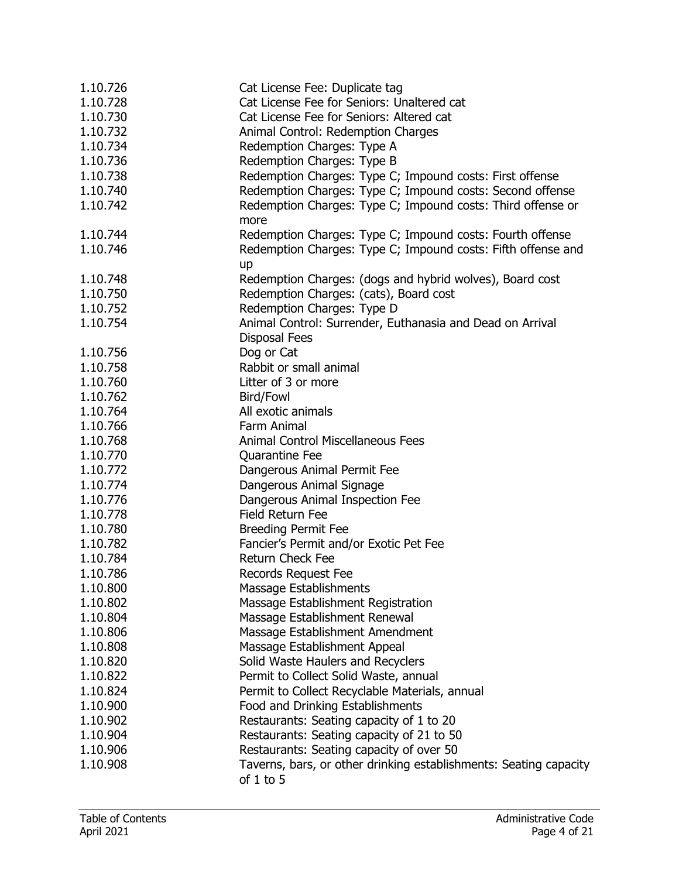| | |
|---|---|
| 1.10.726 | Cat License Fee: Duplicate tag |
| 1.10.728 | Cat License Fee for Seniors: Unaltered cat |
| 1.10.730 | Cat License Fee for Seniors: Altered cat |
| 1.10.732 | Animal Control: Redemption Charges |
| 1.10.734 | Redemption Charges: Type A |
| 1.10.736 | Redemption Charges: Type B |
| 1.10.738 | Redemption Charges: Type C; Impound costs: First offense |
| 1.10.740 | Redemption Charges: Type C; Impound costs: Second offense |
| 1.10.742 | Redemption Charges: Type C; Impound costs: Third offense or more |
| 1.10.744 | Redemption Charges: Type C; Impound costs: Fourth offense |
| 1.10.746 | Redemption Charges: Type C; Impound costs: Fifth offense and up |
| 1.10.748 | Redemption Charges: (dogs and hybrid wolves), Board cost |
| 1.10.750 | Redemption Charges: (cats), Board cost |
| 1.10.752 | Redemption Charges: Type D |
| 1.10.754 | Animal Control: Surrender, Euthanasia and Dead on Arrival Disposal Fees |
| 1.10.756 | Dog or Cat |
| 1.10.758 | Rabbit or small animal |
| 1.10.760 | Litter of 3 or more |
| 1.10.762 | Bird/Fowl |
| 1.10.764 | All exotic animals |
| 1.10.766 | Farm Animal |
| 1.10.768 | Animal Control Miscellaneous Fees |
| 1.10.770 | Quarantine Fee |
| 1.10.772 | Dangerous Animal Permit Fee |
| 1.10.774 | Dangerous Animal Signage |
| 1.10.776 | Dangerous Animal Inspection Fee |
| 1.10.778 | Field Return Fee |
| 1.10.780 | Breeding Permit Fee |
| 1.10.782 | Fancier's Permit and/or Exotic Pet Fee |
| 1.10.784 | Return Check Fee |
| 1.10.786 | Records Request Fee |
| 1.10.800 | Massage Establishments |
| 1.10.802 | Massage Establishment Registration |
| 1.10.804 | Massage Establishment Renewal |
| 1.10.806 | Massage Establishment Amendment |
| 1.10.808 | Massage Establishment Appeal |
| 1.10.820 | Solid Waste Haulers and Recyclers |
| 1.10.822 | Permit to Collect Solid Waste, annual |
| 1.10.824 | Permit to Collect Recyclable Materials, annual |
| 1.10.900 | Food and Drinking Establishments |
| 1.10.902 | Restaurants: Seating capacity of 1 to 20 |
| 1.10.904 | Restaurants: Seating capacity of 21 to 50 |
| 1.10.906 | Restaurants: Seating capacity of over 50 |
| 1.10.908 | Taverns, bars, or other drinking establishments: Seating capacity of 1 to 5 |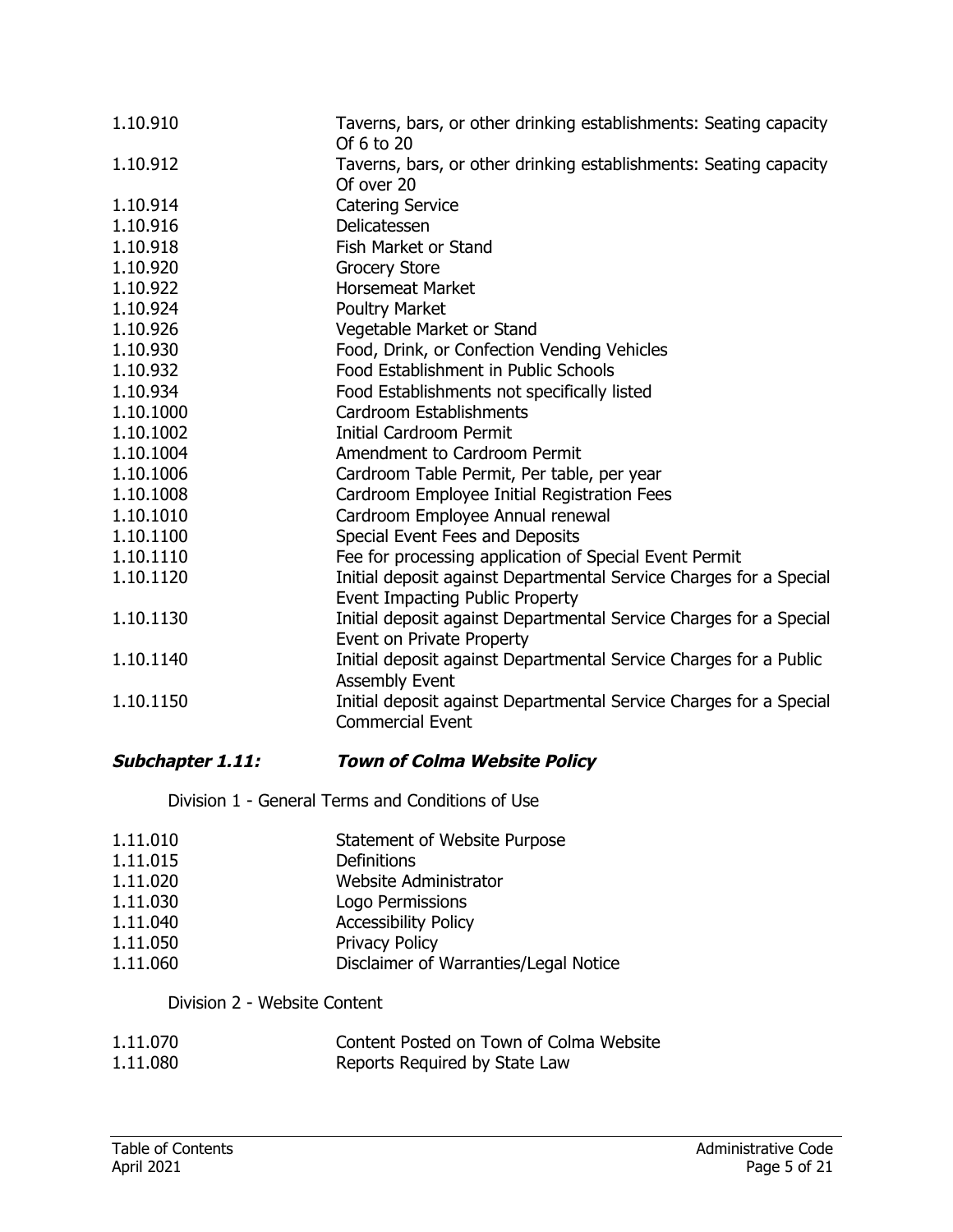| | |
|---|---|
| 1.10.910 | Taverns, bars, or other drinking establishments: Seating capacity Of 6 to 20 |
| 1.10.912 | Taverns, bars, or other drinking establishments: Seating capacity Of over 20 |
| 1.10.914 | Catering Service |
| 1.10.916 | Delicatessen |
| 1.10.918 | Fish Market or Stand |
| 1.10.920 | Grocery Store |
| 1.10.922 | Horsemeat Market |
| 1.10.924 | Poultry Market |
| 1.10.926 | Vegetable Market or Stand |
| 1.10.930 | Food, Drink, or Confection Vending Vehicles |
| 1.10.932 | Food Establishment in Public Schools |
| 1.10.934 | Food Establishments not specifically listed |
| 1.10.1000 | Cardroom Establishments |
| 1.10.1002 | Initial Cardroom Permit |
| 1.10.1004 | Amendment to Cardroom Permit |
| 1.10.1006 | Cardroom Table Permit, Per table, per year |
| 1.10.1008 | Cardroom Employee Initial Registration Fees |
| 1.10.1010 | Cardroom Employee Annual renewal |
| 1.10.1100 | Special Event Fees and Deposits |
| 1.10.1110 | Fee for processing application of Special Event Permit |
| 1.10.1120 | Initial deposit against Departmental Service Charges for a Special Event Impacting Public Property |
| 1.10.1130 | Initial deposit against Departmental Service Charges for a Special Event on Private Property |
| 1.10.1140 | Initial deposit against Departmental Service Charges for a Public Assembly Event |
| 1.10.1150 | Initial deposit against Departmental Service Charges for a Special Commercial Event |

## ***Subchapter 1.11: Town of Colma Website Policy***

Division 1 - General Terms and Conditions of Use

| | |
|---|---|
| 1.11.010 | Statement of Website Purpose |
| 1.11.015 | Definitions |
| 1.11.020 | Website Administrator |
| 1.11.030 | Logo Permissions |
| 1.11.040 | Accessibility Policy |
| 1.11.050 | Privacy Policy |
| 1.11.060 | Disclaimer of Warranties/Legal Notice |

Division 2 - Website Content

| | |
|---|---|
| 1.11.070 | Content Posted on Town of Colma Website |
| 1.11.080 | Reports Required by State Law |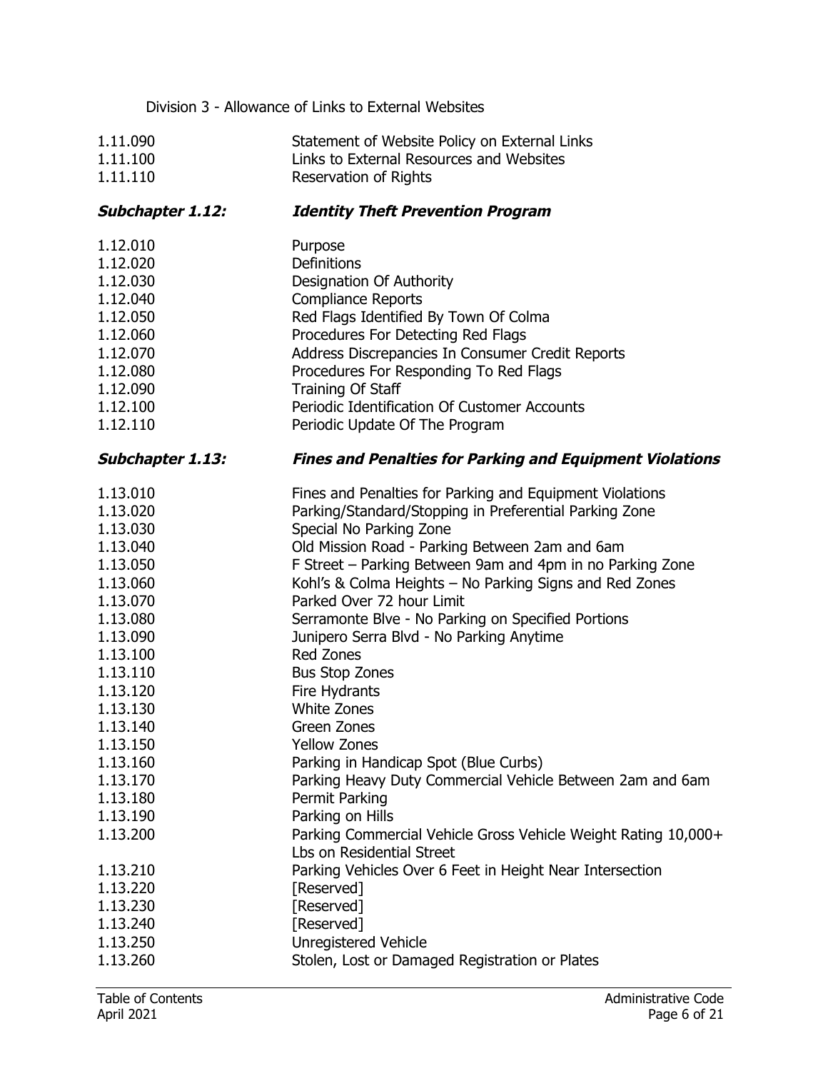Division 3 - Allowance of Links to External Websites

| | |
|---|---|
| 1.11.090 | Statement of Website Policy on External Links |
| 1.11.100 | Links to External Resources and Websites |
| 1.11.110 | Reservation of Rights |

### ***Subchapter 1.12: Identity Theft Prevention Program***

| | |
|---|---|
| 1.12.010 | Purpose |
| 1.12.020 | Definitions |
| 1.12.030 | Designation Of Authority |
| 1.12.040 | Compliance Reports |
| 1.12.050 | Red Flags Identified By Town Of Colma |
| 1.12.060 | Procedures For Detecting Red Flags |
| 1.12.070 | Address Discrepancies In Consumer Credit Reports |
| 1.12.080 | Procedures For Responding To Red Flags |
| 1.12.090 | Training Of Staff |
| 1.12.100 | Periodic Identification Of Customer Accounts |
| 1.12.110 | Periodic Update Of The Program |

### ***Subchapter 1.13: Fines and Penalties for Parking and Equipment Violations***

| | |
|---|---|
| 1.13.010 | Fines and Penalties for Parking and Equipment Violations |
| 1.13.020 | Parking/Standard/Stopping in Preferential Parking Zone |
| 1.13.030 | Special No Parking Zone |
| 1.13.040 | Old Mission Road - Parking Between 2am and 6am |
| 1.13.050 | F Street – Parking Between 9am and 4pm in no Parking Zone |
| 1.13.060 | Kohl's & Colma Heights – No Parking Signs and Red Zones |
| 1.13.070 | Parked Over 72 hour Limit |
| 1.13.080 | Serramonte Blve - No Parking on Specified Portions |
| 1.13.090 | Junipero Serra Blvd - No Parking Anytime |
| 1.13.100 | Red Zones |
| 1.13.110 | Bus Stop Zones |
| 1.13.120 | Fire Hydrants |
| 1.13.130 | White Zones |
| 1.13.140 | Green Zones |
| 1.13.150 | Yellow Zones |
| 1.13.160 | Parking in Handicap Spot (Blue Curbs) |
| 1.13.170 | Parking Heavy Duty Commercial Vehicle Between 2am and 6am |
| 1.13.180 | Permit Parking |
| 1.13.190 | Parking on Hills |
| 1.13.200 | Parking Commercial Vehicle Gross Vehicle Weight Rating 10,000+ Lbs on Residential Street |
| 1.13.210 | Parking Vehicles Over 6 Feet in Height Near Intersection |
| 1.13.220 | [Reserved] |
| 1.13.230 | [Reserved] |
| 1.13.240 | [Reserved] |
| 1.13.250 | Unregistered Vehicle |
| 1.13.260 | Stolen, Lost or Damaged Registration or Plates |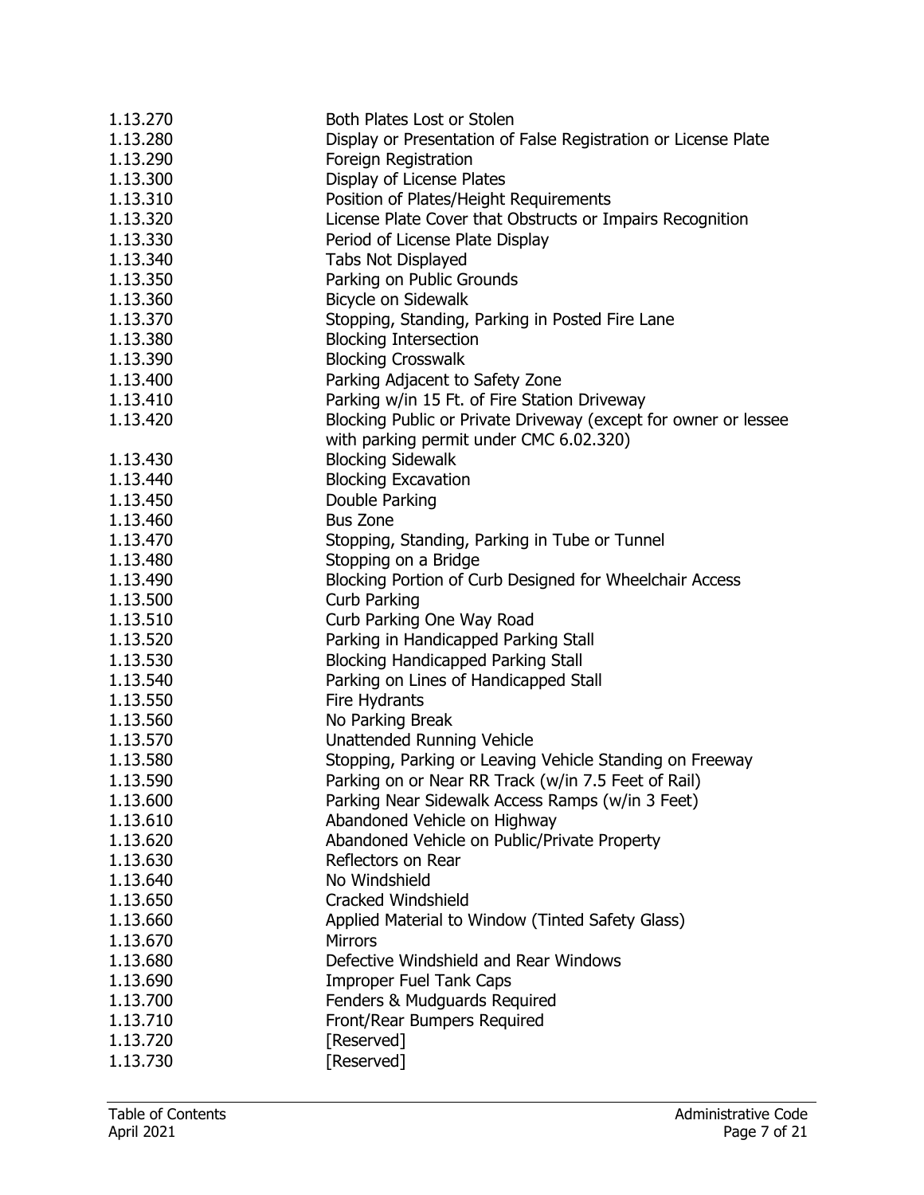| | |
|---|---|
| 1.13.270 | Both Plates Lost or Stolen |
| 1.13.280 | Display or Presentation of False Registration or License Plate |
| 1.13.290 | Foreign Registration |
| 1.13.300 | Display of License Plates |
| 1.13.310 | Position of Plates/Height Requirements |
| 1.13.320 | License Plate Cover that Obstructs or Impairs Recognition |
| 1.13.330 | Period of License Plate Display |
| 1.13.340 | Tabs Not Displayed |
| 1.13.350 | Parking on Public Grounds |
| 1.13.360 | Bicycle on Sidewalk |
| 1.13.370 | Stopping, Standing, Parking in Posted Fire Lane |
| 1.13.380 | Blocking Intersection |
| 1.13.390 | Blocking Crosswalk |
| 1.13.400 | Parking Adjacent to Safety Zone |
| 1.13.410 | Parking w/in 15 Ft. of Fire Station Driveway |
| 1.13.420 | Blocking Public or Private Driveway (except for owner or lessee with parking permit under CMC 6.02.320) |
| 1.13.430 | Blocking Sidewalk |
| 1.13.440 | Blocking Excavation |
| 1.13.450 | Double Parking |
| 1.13.460 | Bus Zone |
| 1.13.470 | Stopping, Standing, Parking in Tube or Tunnel |
| 1.13.480 | Stopping on a Bridge |
| 1.13.490 | Blocking Portion of Curb Designed for Wheelchair Access |
| 1.13.500 | Curb Parking |
| 1.13.510 | Curb Parking One Way Road |
| 1.13.520 | Parking in Handicapped Parking Stall |
| 1.13.530 | Blocking Handicapped Parking Stall |
| 1.13.540 | Parking on Lines of Handicapped Stall |
| 1.13.550 | Fire Hydrants |
| 1.13.560 | No Parking Break |
| 1.13.570 | Unattended Running Vehicle |
| 1.13.580 | Stopping, Parking or Leaving Vehicle Standing on Freeway |
| 1.13.590 | Parking on or Near RR Track (w/in 7.5 Feet of Rail) |
| 1.13.600 | Parking Near Sidewalk Access Ramps (w/in 3 Feet) |
| 1.13.610 | Abandoned Vehicle on Highway |
| 1.13.620 | Abandoned Vehicle on Public/Private Property |
| 1.13.630 | Reflectors on Rear |
| 1.13.640 | No Windshield |
| 1.13.650 | Cracked Windshield |
| 1.13.660 | Applied Material to Window (Tinted Safety Glass) |
| 1.13.670 | Mirrors |
| 1.13.680 | Defective Windshield and Rear Windows |
| 1.13.690 | Improper Fuel Tank Caps |
| 1.13.700 | Fenders & Mudguards Required |
| 1.13.710 | Front/Rear Bumpers Required |
| 1.13.720 | [Reserved] |
| 1.13.730 | [Reserved] |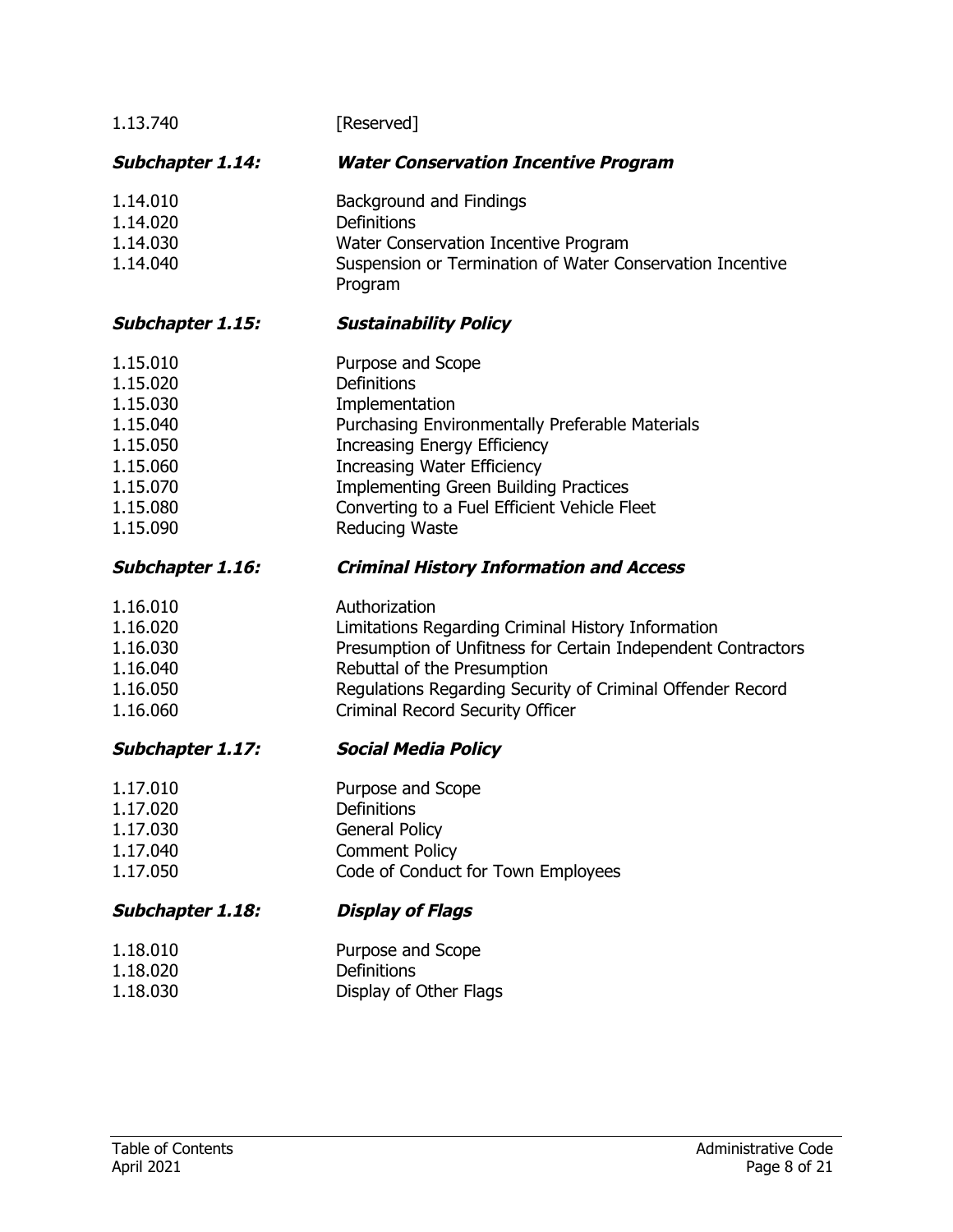1.13.740 [Reserved]

### *Subchapter 1.14: Water Conservation Incentive Program*

1.14.010 Background and Findings
1.14.020 Definitions
1.14.030 Water Conservation Incentive Program
1.14.040 Suspension or Termination of Water Conservation Incentive Program

### *Subchapter 1.15: Sustainability Policy*

1.15.010 Purpose and Scope
1.15.020 Definitions
1.15.030 Implementation
1.15.040 Purchasing Environmentally Preferable Materials
1.15.050 Increasing Energy Efficiency
1.15.060 Increasing Water Efficiency
1.15.070 Implementing Green Building Practices
1.15.080 Converting to a Fuel Efficient Vehicle Fleet
1.15.090 Reducing Waste

### *Subchapter 1.16: Criminal History Information and Access*

1.16.010 Authorization
1.16.020 Limitations Regarding Criminal History Information
1.16.030 Presumption of Unfitness for Certain Independent Contractors
1.16.040 Rebuttal of the Presumption
1.16.050 Regulations Regarding Security of Criminal Offender Record
1.16.060 Criminal Record Security Officer

### *Subchapter 1.17: Social Media Policy*

1.17.010 Purpose and Scope
1.17.020 Definitions
1.17.030 General Policy
1.17.040 Comment Policy
1.17.050 Code of Conduct for Town Employees

### *Subchapter 1.18: Display of Flags*

1.18.010 Purpose and Scope
1.18.020 Definitions
1.18.030 Display of Other Flags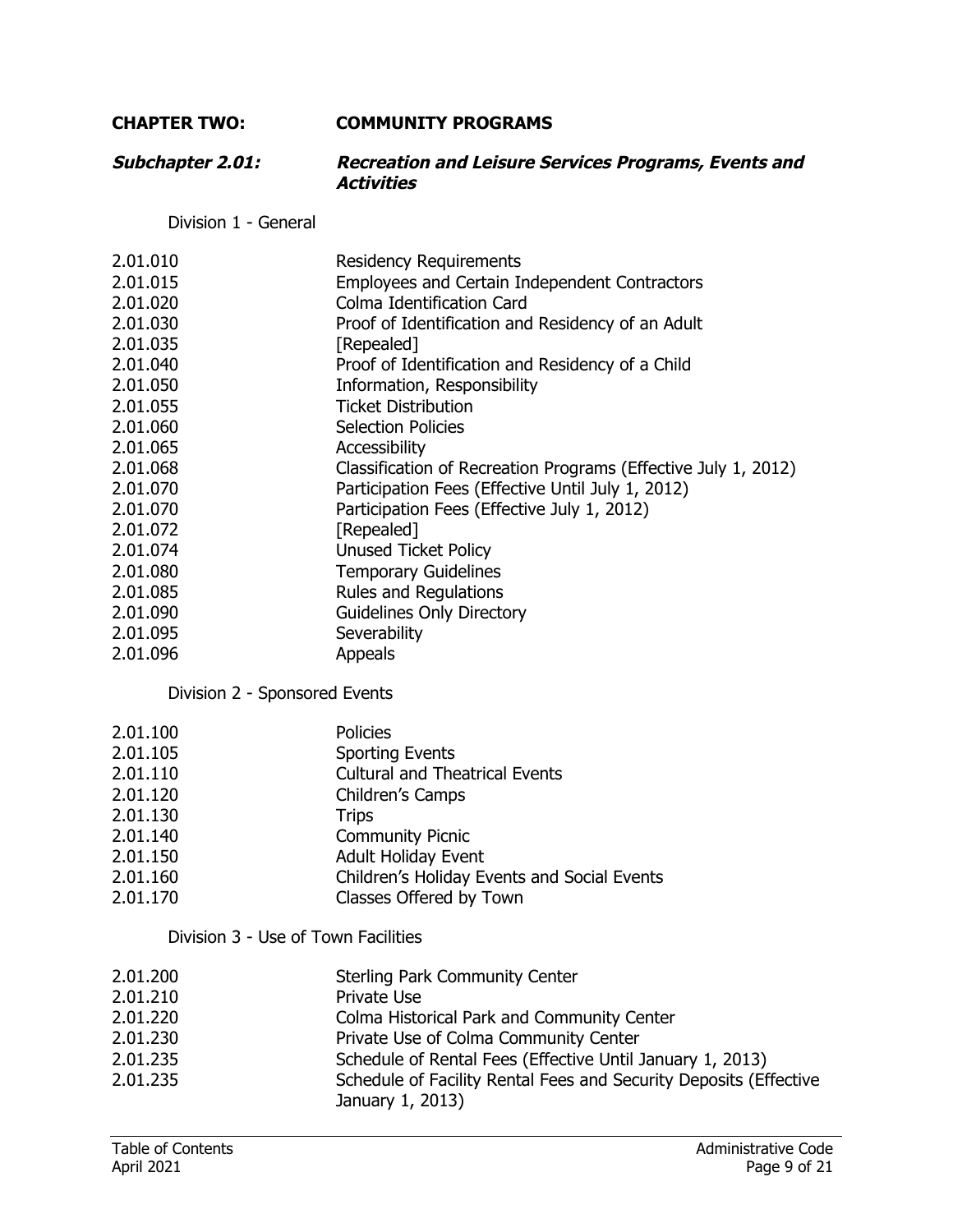## CHAPTER TWO: COMMUNITY PROGRAMS

### *Subchapter 2.01: Recreation and Leisure Services Programs, Events and Activities*

Division 1 - General

| | |
|---|---|
| 2.01.010 | Residency Requirements |
| 2.01.015 | Employees and Certain Independent Contractors |
| 2.01.020 | Colma Identification Card |
| 2.01.030 | Proof of Identification and Residency of an Adult |
| 2.01.035 | [Repealed] |
| 2.01.040 | Proof of Identification and Residency of a Child |
| 2.01.050 | Information, Responsibility |
| 2.01.055 | Ticket Distribution |
| 2.01.060 | Selection Policies |
| 2.01.065 | Accessibility |
| 2.01.068 | Classification of Recreation Programs (Effective July 1, 2012) |
| 2.01.070 | Participation Fees (Effective Until July 1, 2012) |
| 2.01.070 | Participation Fees (Effective July 1, 2012) |
| 2.01.072 | [Repealed] |
| 2.01.074 | Unused Ticket Policy |
| 2.01.080 | Temporary Guidelines |
| 2.01.085 | Rules and Regulations |
| 2.01.090 | Guidelines Only Directory |
| 2.01.095 | Severability |
| 2.01.096 | Appeals |

Division 2 - Sponsored Events

| | |
|---|---|
| 2.01.100 | Policies |
| 2.01.105 | Sporting Events |
| 2.01.110 | Cultural and Theatrical Events |
| 2.01.120 | Children's Camps |
| 2.01.130 | Trips |
| 2.01.140 | Community Picnic |
| 2.01.150 | Adult Holiday Event |
| 2.01.160 | Children's Holiday Events and Social Events |
| 2.01.170 | Classes Offered by Town |

Division 3 - Use of Town Facilities

| | |
|---|---|
| 2.01.200 | Sterling Park Community Center |
| 2.01.210 | Private Use |
| 2.01.220 | Colma Historical Park and Community Center |
| 2.01.230 | Private Use of Colma Community Center |
| 2.01.235 | Schedule of Rental Fees (Effective Until January 1, 2013) |
| 2.01.235 | Schedule of Facility Rental Fees and Security Deposits (Effective January 1, 2013) |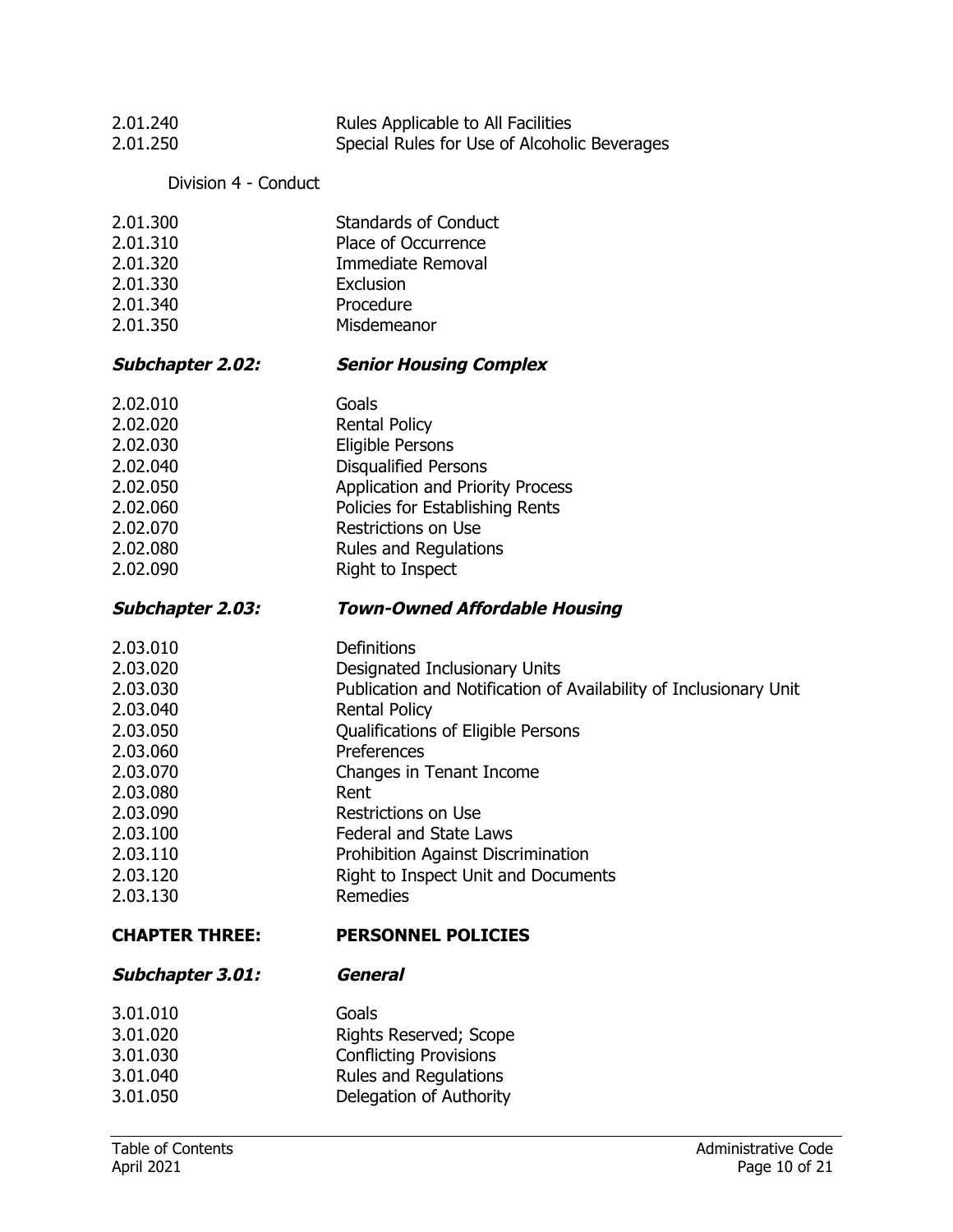| | |
|---|---|
| 2.01.240 | Rules Applicable to All Facilities |
| 2.01.250 | Special Rules for Use of Alcoholic Beverages |

Division 4 - Conduct

| | |
|---|---|
| 2.01.300 | Standards of Conduct |
| 2.01.310 | Place of Occurrence |
| 2.01.320 | Immediate Removal |
| 2.01.330 | Exclusion |
| 2.01.340 | Procedure |
| 2.01.350 | Misdemeanor |

***Subchapter 2.02: Senior Housing Complex***

| | |
|---|---|
| 2.02.010 | Goals |
| 2.02.020 | Rental Policy |
| 2.02.030 | Eligible Persons |
| 2.02.040 | Disqualified Persons |
| 2.02.050 | Application and Priority Process |
| 2.02.060 | Policies for Establishing Rents |
| 2.02.070 | Restrictions on Use |
| 2.02.080 | Rules and Regulations |
| 2.02.090 | Right to Inspect |

***Subchapter 2.03: Town-Owned Affordable Housing***

| | |
|---|---|
| 2.03.010 | Definitions |
| 2.03.020 | Designated Inclusionary Units |
| 2.03.030 | Publication and Notification of Availability of Inclusionary Unit |
| 2.03.040 | Rental Policy |
| 2.03.050 | Qualifications of Eligible Persons |
| 2.03.060 | Preferences |
| 2.03.070 | Changes in Tenant Income |
| 2.03.080 | Rent |
| 2.03.090 | Restrictions on Use |
| 2.03.100 | Federal and State Laws |
| 2.03.110 | Prohibition Against Discrimination |
| 2.03.120 | Right to Inspect Unit and Documents |
| 2.03.130 | Remedies |

**CHAPTER THREE: PERSONNEL POLICIES**

***Subchapter 3.01: General***

| | |
|---|---|
| 3.01.010 | Goals |
| 3.01.020 | Rights Reserved; Scope |
| 3.01.030 | Conflicting Provisions |
| 3.01.040 | Rules and Regulations |
| 3.01.050 | Delegation of Authority |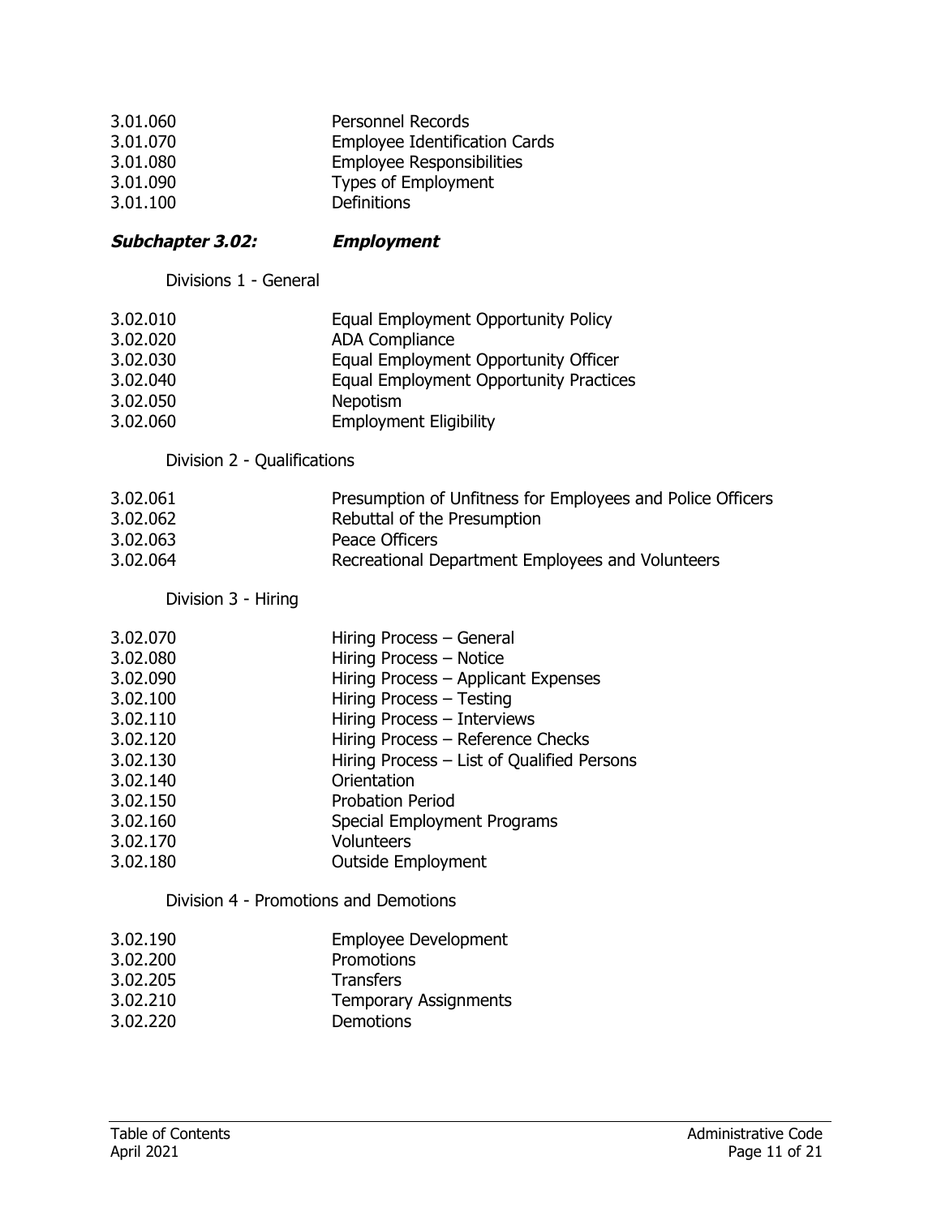| | |
|---|---|
| 3.01.060 | Personnel Records |
| 3.01.070 | Employee Identification Cards |
| 3.01.080 | Employee Responsibilities |
| 3.01.090 | Types of Employment |
| 3.01.100 | Definitions |

### ***Subchapter 3.02: Employment***

Divisions 1 - General

| | |
|---|---|
| 3.02.010 | Equal Employment Opportunity Policy |
| 3.02.020 | ADA Compliance |
| 3.02.030 | Equal Employment Opportunity Officer |
| 3.02.040 | Equal Employment Opportunity Practices |
| 3.02.050 | Nepotism |
| 3.02.060 | Employment Eligibility |

Division 2 - Qualifications

| | |
|---|---|
| 3.02.061 | Presumption of Unfitness for Employees and Police Officers |
| 3.02.062 | Rebuttal of the Presumption |
| 3.02.063 | Peace Officers |
| 3.02.064 | Recreational Department Employees and Volunteers |

Division 3 - Hiring

| | |
|---|---|
| 3.02.070 | Hiring Process – General |
| 3.02.080 | Hiring Process – Notice |
| 3.02.090 | Hiring Process – Applicant Expenses |
| 3.02.100 | Hiring Process – Testing |
| 3.02.110 | Hiring Process – Interviews |
| 3.02.120 | Hiring Process – Reference Checks |
| 3.02.130 | Hiring Process – List of Qualified Persons |
| 3.02.140 | Orientation |
| 3.02.150 | Probation Period |
| 3.02.160 | Special Employment Programs |
| 3.02.170 | Volunteers |
| 3.02.180 | Outside Employment |

Division 4 - Promotions and Demotions

| | |
|---|---|
| 3.02.190 | Employee Development |
| 3.02.200 | Promotions |
| 3.02.205 | Transfers |
| 3.02.210 | Temporary Assignments |
| 3.02.220 | Demotions |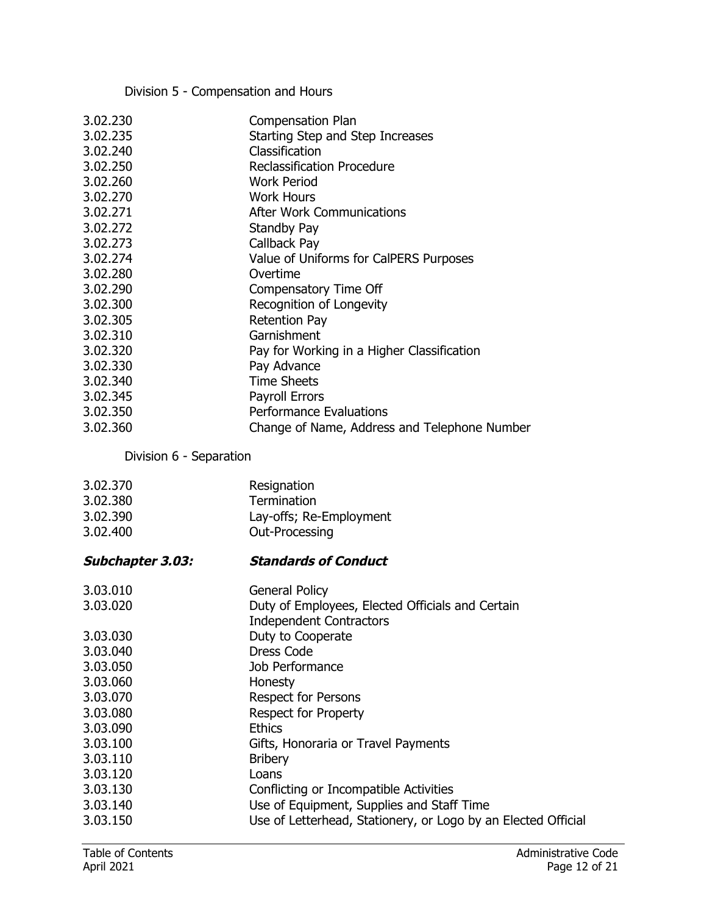Division 5 - Compensation and Hours

| | |
|---|---|
| 3.02.230 | Compensation Plan |
| 3.02.235 | Starting Step and Step Increases |
| 3.02.240 | Classification |
| 3.02.250 | Reclassification Procedure |
| 3.02.260 | Work Period |
| 3.02.270 | Work Hours |
| 3.02.271 | After Work Communications |
| 3.02.272 | Standby Pay |
| 3.02.273 | Callback Pay |
| 3.02.274 | Value of Uniforms for CalPERS Purposes |
| 3.02.280 | Overtime |
| 3.02.290 | Compensatory Time Off |
| 3.02.300 | Recognition of Longevity |
| 3.02.305 | Retention Pay |
| 3.02.310 | Garnishment |
| 3.02.320 | Pay for Working in a Higher Classification |
| 3.02.330 | Pay Advance |
| 3.02.340 | Time Sheets |
| 3.02.345 | Payroll Errors |
| 3.02.350 | Performance Evaluations |
| 3.02.360 | Change of Name, Address and Telephone Number |

Division 6 - Separation

| | |
|---|---|
| 3.02.370 | Resignation |
| 3.02.380 | Termination |
| 3.02.390 | Lay-offs; Re-Employment |
| 3.02.400 | Out-Processing |

***Subchapter 3.03: Standards of Conduct***

| | |
|---|---|
| 3.03.010 | General Policy |
| 3.03.020 | Duty of Employees, Elected Officials and Certain Independent Contractors |
| 3.03.030 | Duty to Cooperate |
| 3.03.040 | Dress Code |
| 3.03.050 | Job Performance |
| 3.03.060 | Honesty |
| 3.03.070 | Respect for Persons |
| 3.03.080 | Respect for Property |
| 3.03.090 | Ethics |
| 3.03.100 | Gifts, Honoraria or Travel Payments |
| 3.03.110 | Bribery |
| 3.03.120 | Loans |
| 3.03.130 | Conflicting or Incompatible Activities |
| 3.03.140 | Use of Equipment, Supplies and Staff Time |
| 3.03.150 | Use of Letterhead, Stationery, or Logo by an Elected Official |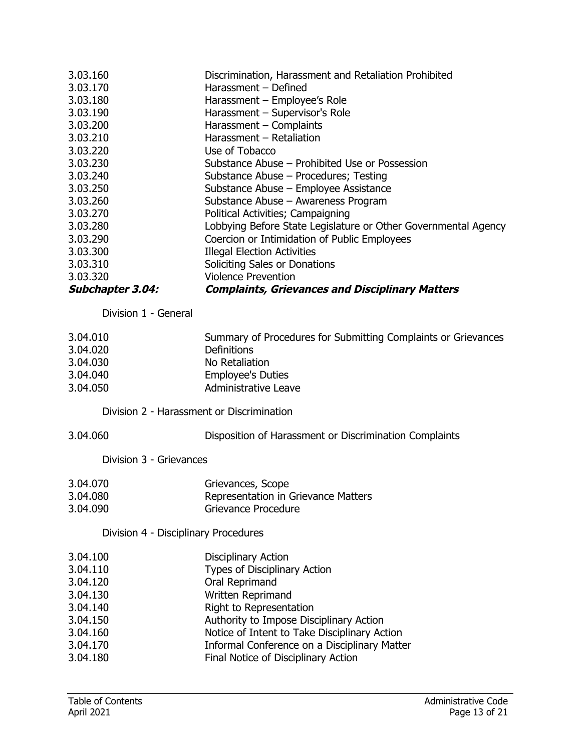| | |
|---|---|
| 3.03.160 | Discrimination, Harassment and Retaliation Prohibited |
| 3.03.170 | Harassment – Defined |
| 3.03.180 | Harassment – Employee's Role |
| 3.03.190 | Harassment – Supervisor's Role |
| 3.03.200 | Harassment – Complaints |
| 3.03.210 | Harassment – Retaliation |
| 3.03.220 | Use of Tobacco |
| 3.03.230 | Substance Abuse – Prohibited Use or Possession |
| 3.03.240 | Substance Abuse – Procedures; Testing |
| 3.03.250 | Substance Abuse – Employee Assistance |
| 3.03.260 | Substance Abuse – Awareness Program |
| 3.03.270 | Political Activities; Campaigning |
| 3.03.280 | Lobbying Before State Legislature or Other Governmental Agency |
| 3.03.290 | Coercion or Intimidation of Public Employees |
| 3.03.300 | Illegal Election Activities |
| 3.03.310 | Soliciting Sales or Donations |
| 3.03.320 | Violence Prevention |

***Subchapter 3.04: Complaints, Grievances and Disciplinary Matters***

Division 1 - General

| | |
|---|---|
| 3.04.010 | Summary of Procedures for Submitting Complaints or Grievances |
| 3.04.020 | Definitions |
| 3.04.030 | No Retaliation |
| 3.04.040 | Employee's Duties |
| 3.04.050 | Administrative Leave |

Division 2 - Harassment or Discrimination

| | |
|---|---|
| 3.04.060 | Disposition of Harassment or Discrimination Complaints |

Division 3 - Grievances

| | |
|---|---|
| 3.04.070 | Grievances, Scope |
| 3.04.080 | Representation in Grievance Matters |
| 3.04.090 | Grievance Procedure |

Division 4 - Disciplinary Procedures

| | |
|---|---|
| 3.04.100 | Disciplinary Action |
| 3.04.110 | Types of Disciplinary Action |
| 3.04.120 | Oral Reprimand |
| 3.04.130 | Written Reprimand |
| 3.04.140 | Right to Representation |
| 3.04.150 | Authority to Impose Disciplinary Action |
| 3.04.160 | Notice of Intent to Take Disciplinary Action |
| 3.04.170 | Informal Conference on a Disciplinary Matter |
| 3.04.180 | Final Notice of Disciplinary Action |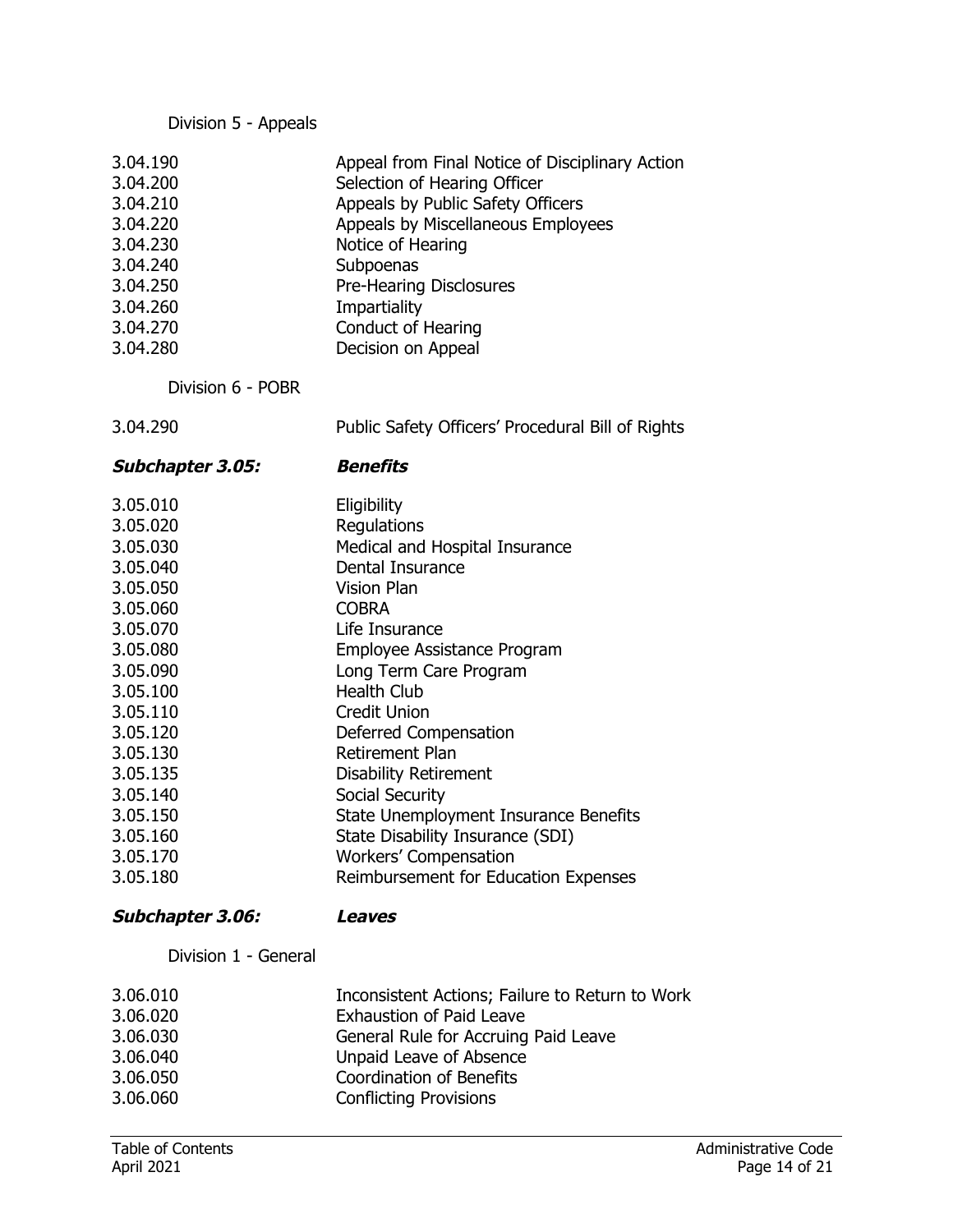Division 5 - Appeals

| | |
|---|---|
| 3.04.190 | Appeal from Final Notice of Disciplinary Action |
| 3.04.200 | Selection of Hearing Officer |
| 3.04.210 | Appeals by Public Safety Officers |
| 3.04.220 | Appeals by Miscellaneous Employees |
| 3.04.230 | Notice of Hearing |
| 3.04.240 | Subpoenas |
| 3.04.250 | Pre-Hearing Disclosures |
| 3.04.260 | Impartiality |
| 3.04.270 | Conduct of Hearing |
| 3.04.280 | Decision on Appeal |

Division 6 - POBR

| | |
|---|---|
| 3.04.290 | Public Safety Officers' Procedural Bill of Rights |

***Subchapter 3.05: Benefits***

| | |
|---|---|
| 3.05.010 | Eligibility |
| 3.05.020 | Regulations |
| 3.05.030 | Medical and Hospital Insurance |
| 3.05.040 | Dental Insurance |
| 3.05.050 | Vision Plan |
| 3.05.060 | COBRA |
| 3.05.070 | Life Insurance |
| 3.05.080 | Employee Assistance Program |
| 3.05.090 | Long Term Care Program |
| 3.05.100 | Health Club |
| 3.05.110 | Credit Union |
| 3.05.120 | Deferred Compensation |
| 3.05.130 | Retirement Plan |
| 3.05.135 | Disability Retirement |
| 3.05.140 | Social Security |
| 3.05.150 | State Unemployment Insurance Benefits |
| 3.05.160 | State Disability Insurance (SDI) |
| 3.05.170 | Workers' Compensation |
| 3.05.180 | Reimbursement for Education Expenses |

***Subchapter 3.06: Leaves***

Division 1 - General

| | |
|---|---|
| 3.06.010 | Inconsistent Actions; Failure to Return to Work |
| 3.06.020 | Exhaustion of Paid Leave |
| 3.06.030 | General Rule for Accruing Paid Leave |
| 3.06.040 | Unpaid Leave of Absence |
| 3.06.050 | Coordination of Benefits |
| 3.06.060 | Conflicting Provisions |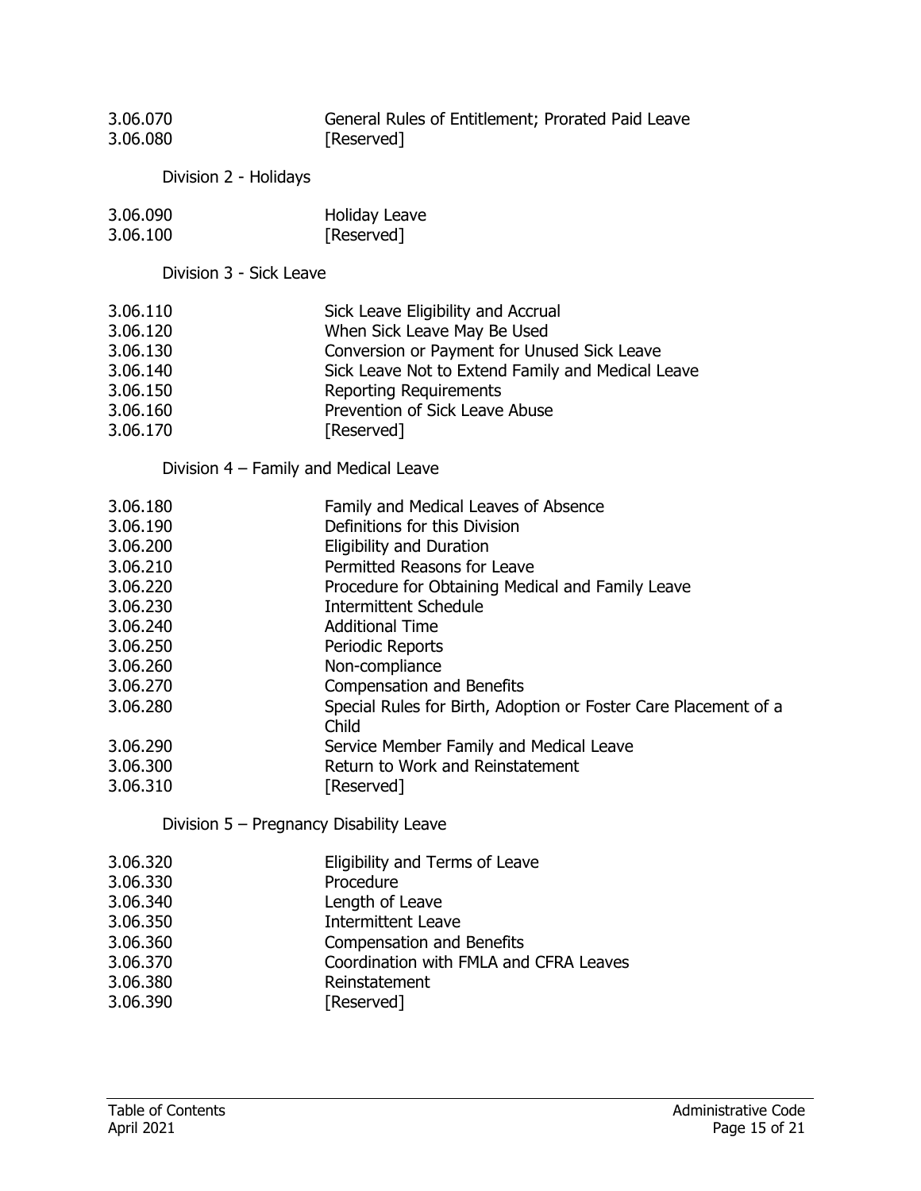| | |
|---|---|
| 3.06.070 | General Rules of Entitlement; Prorated Paid Leave |
| 3.06.080 | [Reserved] |

Division 2 - Holidays

| | |
|---|---|
| 3.06.090 | Holiday Leave |
| 3.06.100 | [Reserved] |

Division 3 - Sick Leave

| | |
|---|---|
| 3.06.110 | Sick Leave Eligibility and Accrual |
| 3.06.120 | When Sick Leave May Be Used |
| 3.06.130 | Conversion or Payment for Unused Sick Leave |
| 3.06.140 | Sick Leave Not to Extend Family and Medical Leave |
| 3.06.150 | Reporting Requirements |
| 3.06.160 | Prevention of Sick Leave Abuse |
| 3.06.170 | [Reserved] |

Division 4 – Family and Medical Leave

| | |
|---|---|
| 3.06.180 | Family and Medical Leaves of Absence |
| 3.06.190 | Definitions for this Division |
| 3.06.200 | Eligibility and Duration |
| 3.06.210 | Permitted Reasons for Leave |
| 3.06.220 | Procedure for Obtaining Medical and Family Leave |
| 3.06.230 | Intermittent Schedule |
| 3.06.240 | Additional Time |
| 3.06.250 | Periodic Reports |
| 3.06.260 | Non-compliance |
| 3.06.270 | Compensation and Benefits |
| 3.06.280 | Special Rules for Birth, Adoption or Foster Care Placement of a Child |
| 3.06.290 | Service Member Family and Medical Leave |
| 3.06.300 | Return to Work and Reinstatement |
| 3.06.310 | [Reserved] |

Division 5 – Pregnancy Disability Leave

| | |
|---|---|
| 3.06.320 | Eligibility and Terms of Leave |
| 3.06.330 | Procedure |
| 3.06.340 | Length of Leave |
| 3.06.350 | Intermittent Leave |
| 3.06.360 | Compensation and Benefits |
| 3.06.370 | Coordination with FMLA and CFRA Leaves |
| 3.06.380 | Reinstatement |
| 3.06.390 | [Reserved] |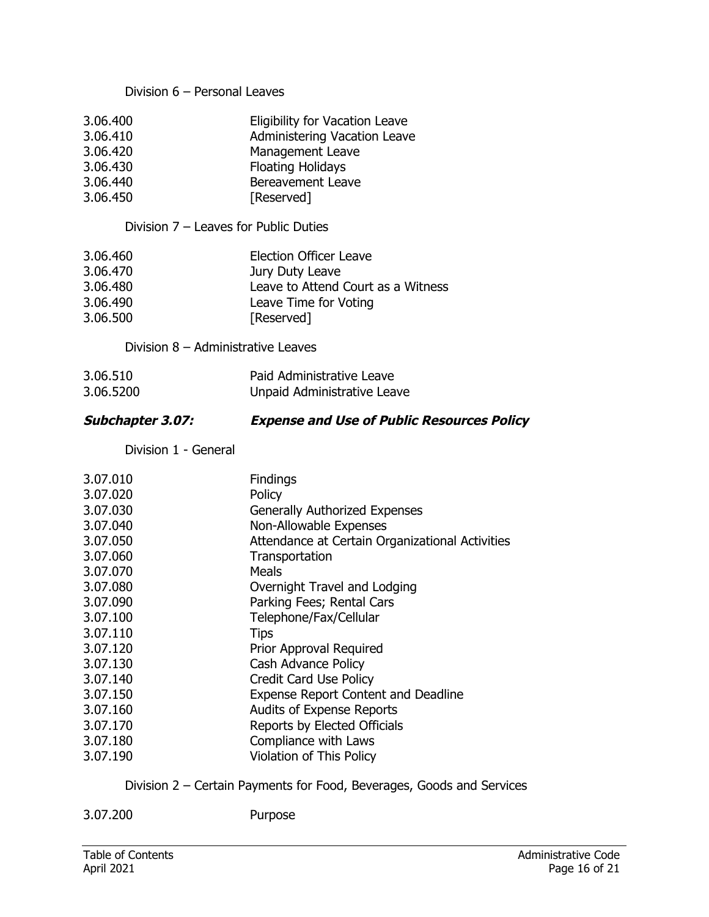Division 6 – Personal Leaves

| | |
|---|---|
| 3.06.400 | Eligibility for Vacation Leave |
| 3.06.410 | Administering Vacation Leave |
| 3.06.420 | Management Leave |
| 3.06.430 | Floating Holidays |
| 3.06.440 | Bereavement Leave |
| 3.06.450 | [Reserved] |

Division 7 – Leaves for Public Duties

| | |
|---|---|
| 3.06.460 | Election Officer Leave |
| 3.06.470 | Jury Duty Leave |
| 3.06.480 | Leave to Attend Court as a Witness |
| 3.06.490 | Leave Time for Voting |
| 3.06.500 | [Reserved] |

Division 8 – Administrative Leaves

| | |
|---|---|
| 3.06.510 | Paid Administrative Leave |
| 3.06.5200 | Unpaid Administrative Leave |

## ***Subchapter 3.07: Expense and Use of Public Resources Policy***

Division 1 - General

| | |
|---|---|
| 3.07.010 | Findings |
| 3.07.020 | Policy |
| 3.07.030 | Generally Authorized Expenses |
| 3.07.040 | Non-Allowable Expenses |
| 3.07.050 | Attendance at Certain Organizational Activities |
| 3.07.060 | Transportation |
| 3.07.070 | Meals |
| 3.07.080 | Overnight Travel and Lodging |
| 3.07.090 | Parking Fees; Rental Cars |
| 3.07.100 | Telephone/Fax/Cellular |
| 3.07.110 | Tips |
| 3.07.120 | Prior Approval Required |
| 3.07.130 | Cash Advance Policy |
| 3.07.140 | Credit Card Use Policy |
| 3.07.150 | Expense Report Content and Deadline |
| 3.07.160 | Audits of Expense Reports |
| 3.07.170 | Reports by Elected Officials |
| 3.07.180 | Compliance with Laws |
| 3.07.190 | Violation of This Policy |

Division 2 – Certain Payments for Food, Beverages, Goods and Services

| | |
|---|---|
| 3.07.200 | Purpose |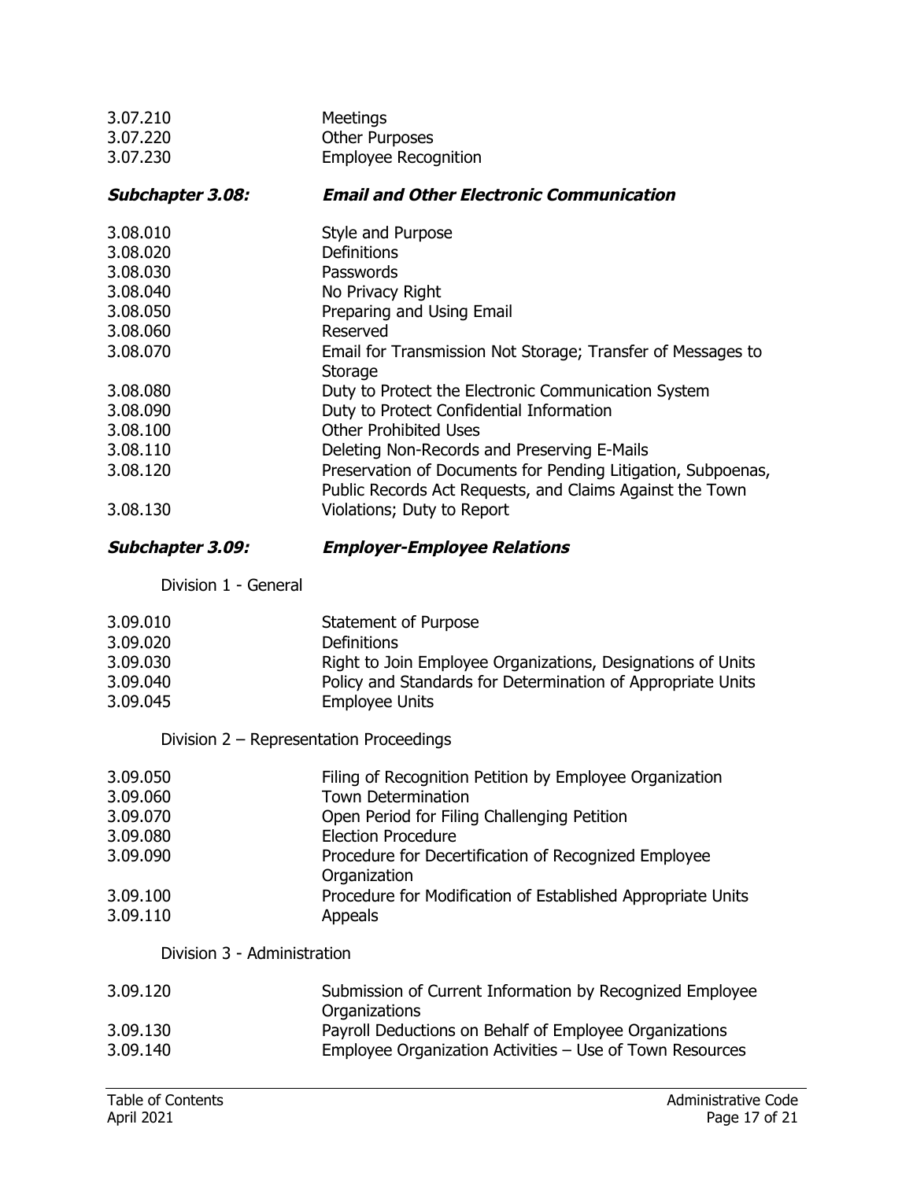| | |
|---|---|
| 3.07.210 | Meetings |
| 3.07.220 | Other Purposes |
| 3.07.230 | Employee Recognition |

### ***Subchapter 3.08: Email and Other Electronic Communication***

| | |
|---|---|
| 3.08.010 | Style and Purpose |
| 3.08.020 | Definitions |
| 3.08.030 | Passwords |
| 3.08.040 | No Privacy Right |
| 3.08.050 | Preparing and Using Email |
| 3.08.060 | Reserved |
| 3.08.070 | Email for Transmission Not Storage; Transfer of Messages to Storage |
| 3.08.080 | Duty to Protect the Electronic Communication System |
| 3.08.090 | Duty to Protect Confidential Information |
| 3.08.100 | Other Prohibited Uses |
| 3.08.110 | Deleting Non-Records and Preserving E-Mails |
| 3.08.120 | Preservation of Documents for Pending Litigation, Subpoenas, Public Records Act Requests, and Claims Against the Town |
| 3.08.130 | Violations; Duty to Report |

### ***Subchapter 3.09: Employer-Employee Relations***

Division 1 - General

| | |
|---|---|
| 3.09.010 | Statement of Purpose |
| 3.09.020 | Definitions |
| 3.09.030 | Right to Join Employee Organizations, Designations of Units |
| 3.09.040 | Policy and Standards for Determination of Appropriate Units |
| 3.09.045 | Employee Units |

Division 2 – Representation Proceedings

| | |
|---|---|
| 3.09.050 | Filing of Recognition Petition by Employee Organization |
| 3.09.060 | Town Determination |
| 3.09.070 | Open Period for Filing Challenging Petition |
| 3.09.080 | Election Procedure |
| 3.09.090 | Procedure for Decertification of Recognized Employee Organization |
| 3.09.100 | Procedure for Modification of Established Appropriate Units |
| 3.09.110 | Appeals |

Division 3 - Administration

| | |
|---|---|
| 3.09.120 | Submission of Current Information by Recognized Employee Organizations |
| 3.09.130 | Payroll Deductions on Behalf of Employee Organizations |
| 3.09.140 | Employee Organization Activities – Use of Town Resources |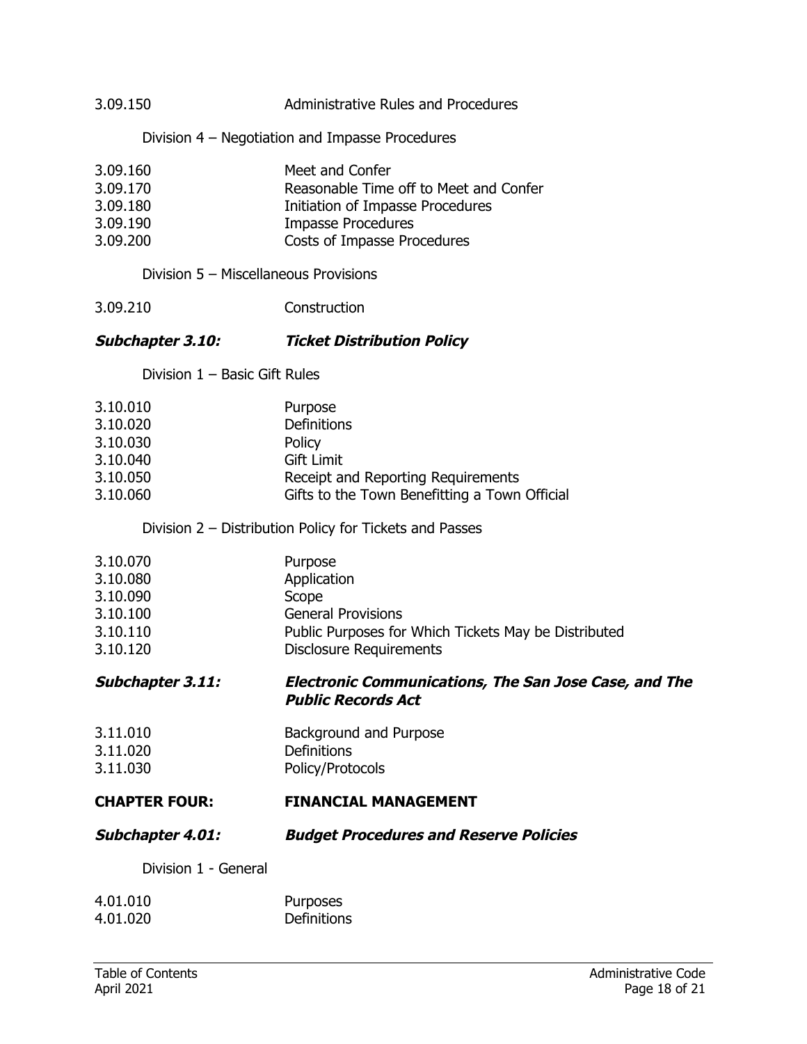3.09.150 Administrative Rules and Procedures

Division 4 – Negotiation and Impasse Procedures

3.09.160 Meet and Confer
3.09.170 Reasonable Time off to Meet and Confer
3.09.180 Initiation of Impasse Procedures
3.09.190 Impasse Procedures
3.09.200 Costs of Impasse Procedures

Division 5 – Miscellaneous Provisions

3.09.210 Construction

### ***Subchapter 3.10: Ticket Distribution Policy***

Division 1 – Basic Gift Rules

3.10.010 Purpose
3.10.020 Definitions
3.10.030 Policy
3.10.040 Gift Limit
3.10.050 Receipt and Reporting Requirements
3.10.060 Gifts to the Town Benefitting a Town Official

Division 2 – Distribution Policy for Tickets and Passes

3.10.070 Purpose
3.10.080 Application
3.10.090 Scope
3.10.100 General Provisions
3.10.110 Public Purposes for Which Tickets May be Distributed
3.10.120 Disclosure Requirements

### ***Subchapter 3.11: Electronic Communications, The San Jose Case, and The Public Records Act***

3.11.010 Background and Purpose
3.11.020 Definitions
3.11.030 Policy/Protocols

## **CHAPTER FOUR: FINANCIAL MANAGEMENT**

### ***Subchapter 4.01: Budget Procedures and Reserve Policies***

Division 1 - General

4.01.010 Purposes
4.01.020 Definitions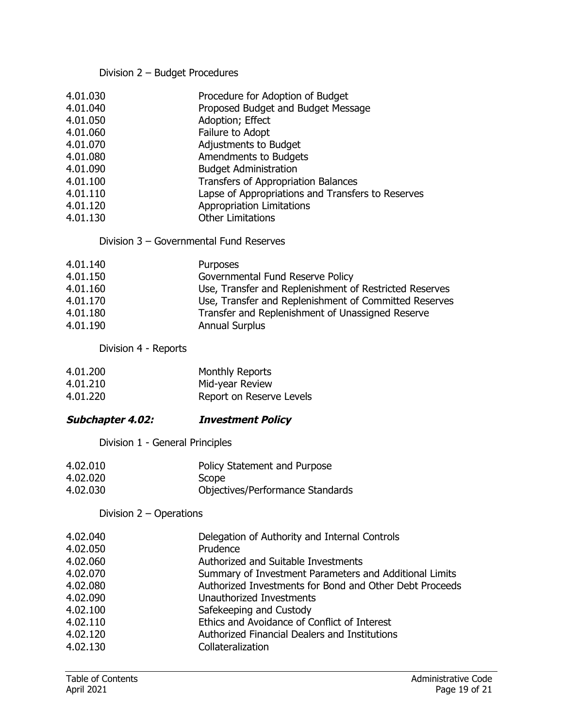Division 2 – Budget Procedures

| | |
|---|---|
| 4.01.030 | Procedure for Adoption of Budget |
| 4.01.040 | Proposed Budget and Budget Message |
| 4.01.050 | Adoption; Effect |
| 4.01.060 | Failure to Adopt |
| 4.01.070 | Adjustments to Budget |
| 4.01.080 | Amendments to Budgets |
| 4.01.090 | Budget Administration |
| 4.01.100 | Transfers of Appropriation Balances |
| 4.01.110 | Lapse of Appropriations and Transfers to Reserves |
| 4.01.120 | Appropriation Limitations |
| 4.01.130 | Other Limitations |

Division 3 – Governmental Fund Reserves

| | |
|---|---|
| 4.01.140 | Purposes |
| 4.01.150 | Governmental Fund Reserve Policy |
| 4.01.160 | Use, Transfer and Replenishment of Restricted Reserves |
| 4.01.170 | Use, Transfer and Replenishment of Committed Reserves |
| 4.01.180 | Transfer and Replenishment of Unassigned Reserve |
| 4.01.190 | Annual Surplus |

Division 4 - Reports

| | |
|---|---|
| 4.01.200 | Monthly Reports |
| 4.01.210 | Mid-year Review |
| 4.01.220 | Report on Reserve Levels |

## ***Subchapter 4.02: Investment Policy***

Division 1 - General Principles

| | |
|---|---|
| 4.02.010 | Policy Statement and Purpose |
| 4.02.020 | Scope |
| 4.02.030 | Objectives/Performance Standards |

Division 2 – Operations

| | |
|---|---|
| 4.02.040 | Delegation of Authority and Internal Controls |
| 4.02.050 | Prudence |
| 4.02.060 | Authorized and Suitable Investments |
| 4.02.070 | Summary of Investment Parameters and Additional Limits |
| 4.02.080 | Authorized Investments for Bond and Other Debt Proceeds |
| 4.02.090 | Unauthorized Investments |
| 4.02.100 | Safekeeping and Custody |
| 4.02.110 | Ethics and Avoidance of Conflict of Interest |
| 4.02.120 | Authorized Financial Dealers and Institutions |
| 4.02.130 | Collateralization |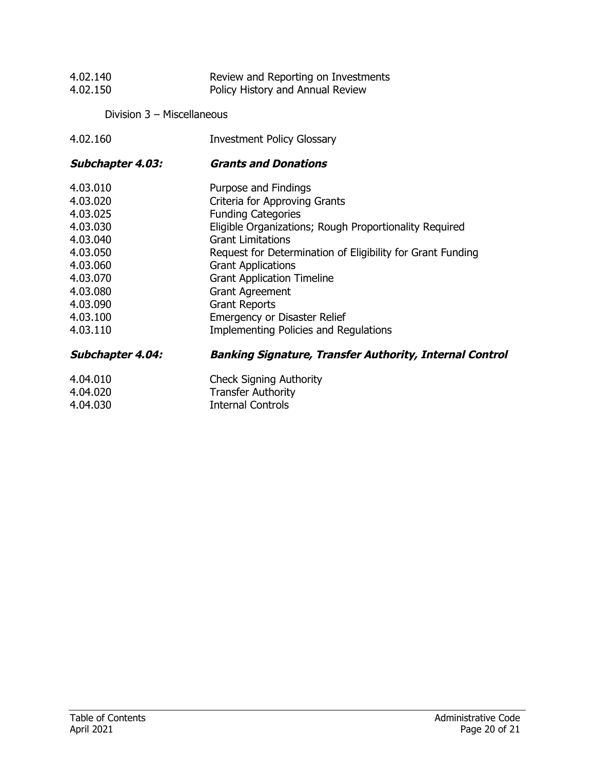| | |
|---|---|
| 4.02.140 | Review and Reporting on Investments |
| 4.02.150 | Policy History and Annual Review |

Division 3 – Miscellaneous

| | |
|---|---|
| 4.02.160 | Investment Policy Glossary |

### ***Subchapter 4.03: Grants and Donations***

| | |
|---|---|
| 4.03.010 | Purpose and Findings |
| 4.03.020 | Criteria for Approving Grants |
| 4.03.025 | Funding Categories |
| 4.03.030 | Eligible Organizations; Rough Proportionality Required |
| 4.03.040 | Grant Limitations |
| 4.03.050 | Request for Determination of Eligibility for Grant Funding |
| 4.03.060 | Grant Applications |
| 4.03.070 | Grant Application Timeline |
| 4.03.080 | Grant Agreement |
| 4.03.090 | Grant Reports |
| 4.03.100 | Emergency or Disaster Relief |
| 4.03.110 | Implementing Policies and Regulations |

### ***Subchapter 4.04: Banking Signature, Transfer Authority, Internal Control***

| | |
|---|---|
| 4.04.010 | Check Signing Authority |
| 4.04.020 | Transfer Authority |
| 4.04.030 | Internal Controls |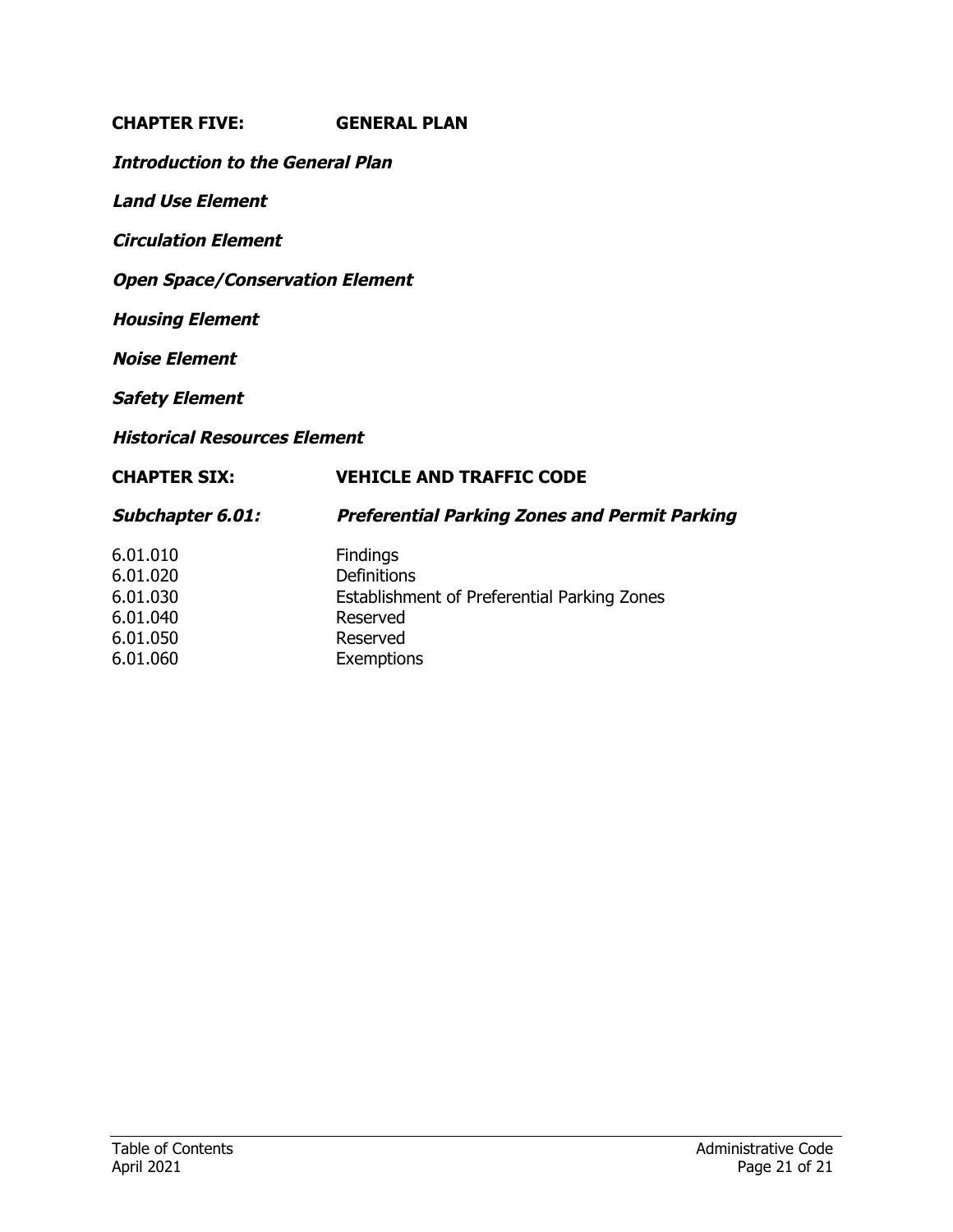## CHAPTER FIVE: GENERAL PLAN

***Introduction to the General Plan***

***Land Use Element***

***Circulation Element***

***Open Space/Conservation Element***

***Housing Element***

***Noise Element***

***Safety Element***

***Historical Resources Element***

## CHAPTER SIX: VEHICLE AND TRAFFIC CODE

### *Subchapter 6.01: Preferential Parking Zones and Permit Parking*

| | |
|---|---|
| 6.01.010 | Findings |
| 6.01.020 | Definitions |
| 6.01.030 | Establishment of Preferential Parking Zones |
| 6.01.040 | Reserved |
| 6.01.050 | Reserved |
| 6.01.060 | Exemptions |